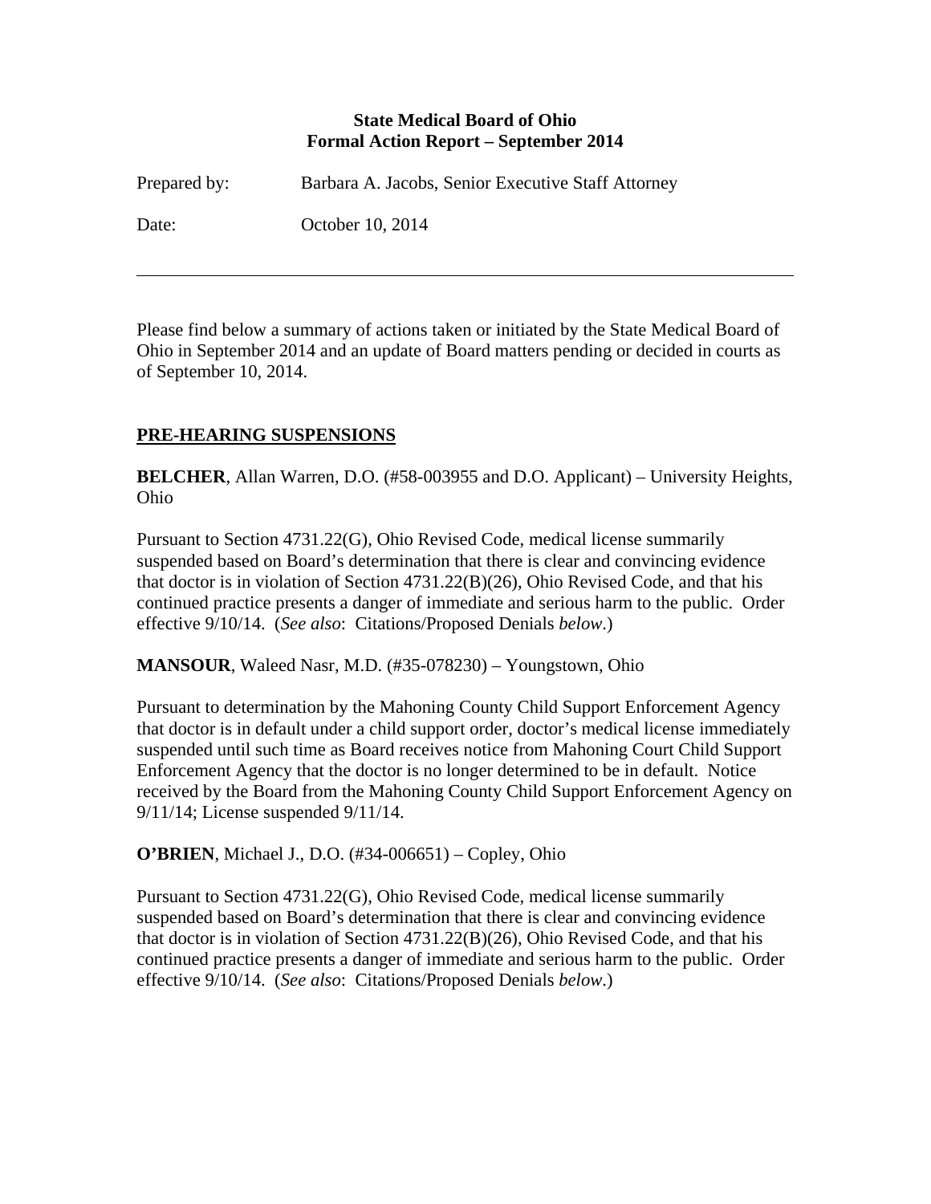**State Medical Board of Ohio**
**Formal Action Report – September 2014**

Prepared by: Barbara A. Jacobs, Senior Executive Staff Attorney

Date: October 10, 2014

---

Please find below a summary of actions taken or initiated by the State Medical Board of Ohio in September 2014 and an update of Board matters pending or decided in courts as of September 10, 2014.

## PRE-HEARING SUSPENSIONS

**BELCHER**, Allan Warren, D.O. (#58-003955 and D.O. Applicant) – University Heights, Ohio

Pursuant to Section 4731.22(G), Ohio Revised Code, medical license summarily suspended based on Board's determination that there is clear and convincing evidence that doctor is in violation of Section 4731.22(B)(26), Ohio Revised Code, and that his continued practice presents a danger of immediate and serious harm to the public. Order effective 9/10/14. (*See also*: Citations/Proposed Denials *below*.)

**MANSOUR**, Waleed Nasr, M.D. (#35-078230) – Youngstown, Ohio

Pursuant to determination by the Mahoning County Child Support Enforcement Agency that doctor is in default under a child support order, doctor's medical license immediately suspended until such time as Board receives notice from Mahoning Court Child Support Enforcement Agency that the doctor is no longer determined to be in default. Notice received by the Board from the Mahoning County Child Support Enforcement Agency on 9/11/14; License suspended 9/11/14.

**O'BRIEN**, Michael J., D.O. (#34-006651) – Copley, Ohio

Pursuant to Section 4731.22(G), Ohio Revised Code, medical license summarily suspended based on Board's determination that there is clear and convincing evidence that doctor is in violation of Section 4731.22(B)(26), Ohio Revised Code, and that his continued practice presents a danger of immediate and serious harm to the public. Order effective 9/10/14. (*See also*: Citations/Proposed Denials *below*.)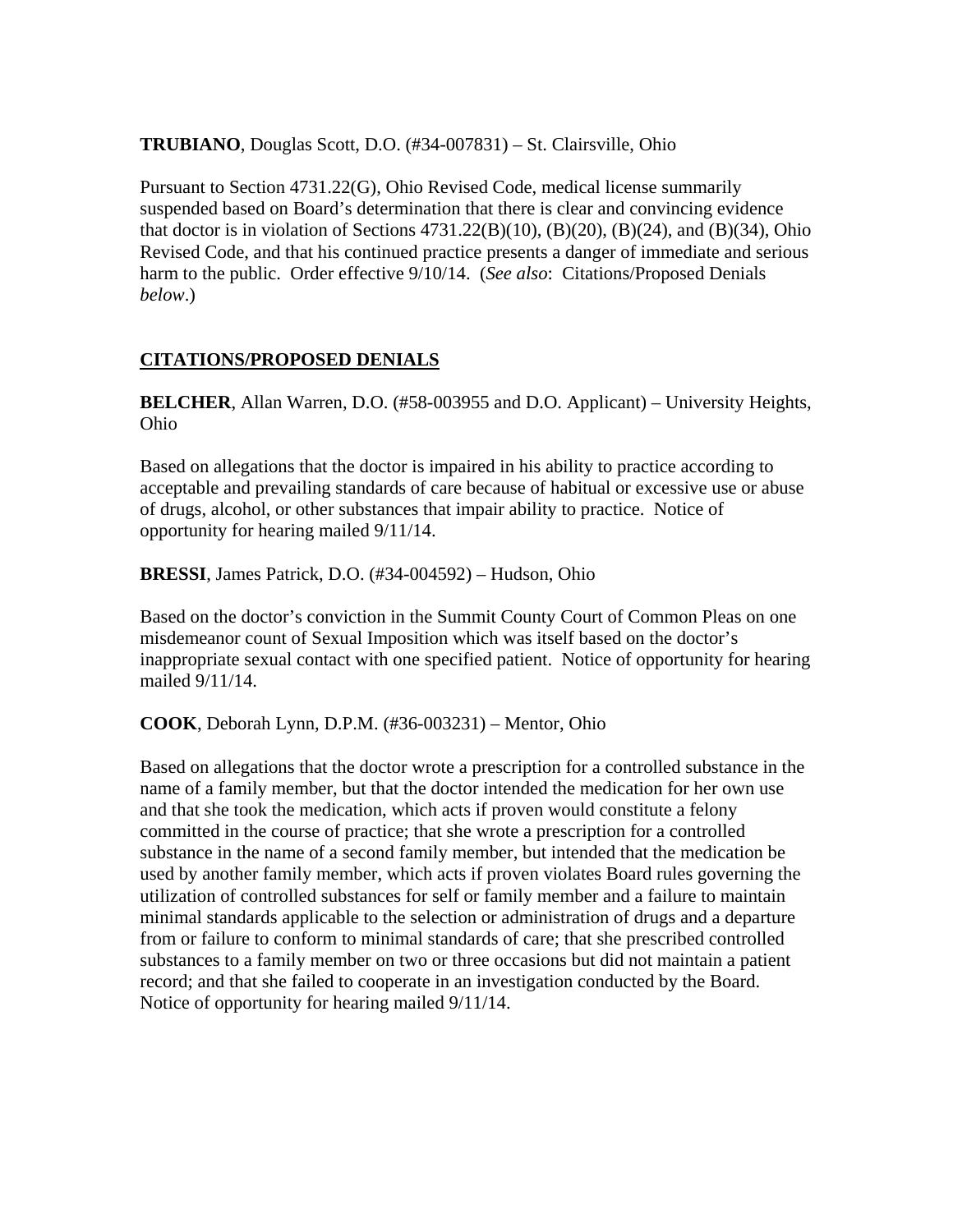**TRUBIANO**, Douglas Scott, D.O. (#34-007831) – St. Clairsville, Ohio

Pursuant to Section 4731.22(G), Ohio Revised Code, medical license summarily suspended based on Board's determination that there is clear and convincing evidence that doctor is in violation of Sections 4731.22(B)(10), (B)(20), (B)(24), and (B)(34), Ohio Revised Code, and that his continued practice presents a danger of immediate and serious harm to the public. Order effective 9/10/14. (*See also*: Citations/Proposed Denials *below*.)

## CITATIONS/PROPOSED DENIALS

**BELCHER**, Allan Warren, D.O. (#58-003955 and D.O. Applicant) – University Heights, Ohio

Based on allegations that the doctor is impaired in his ability to practice according to acceptable and prevailing standards of care because of habitual or excessive use or abuse of drugs, alcohol, or other substances that impair ability to practice. Notice of opportunity for hearing mailed 9/11/14.

**BRESSI**, James Patrick, D.O. (#34-004592) – Hudson, Ohio

Based on the doctor's conviction in the Summit County Court of Common Pleas on one misdemeanor count of Sexual Imposition which was itself based on the doctor's inappropriate sexual contact with one specified patient. Notice of opportunity for hearing mailed 9/11/14.

**COOK**, Deborah Lynn, D.P.M. (#36-003231) – Mentor, Ohio

Based on allegations that the doctor wrote a prescription for a controlled substance in the name of a family member, but that the doctor intended the medication for her own use and that she took the medication, which acts if proven would constitute a felony committed in the course of practice; that she wrote a prescription for a controlled substance in the name of a second family member, but intended that the medication be used by another family member, which acts if proven violates Board rules governing the utilization of controlled substances for self or family member and a failure to maintain minimal standards applicable to the selection or administration of drugs and a departure from or failure to conform to minimal standards of care; that she prescribed controlled substances to a family member on two or three occasions but did not maintain a patient record; and that she failed to cooperate in an investigation conducted by the Board. Notice of opportunity for hearing mailed 9/11/14.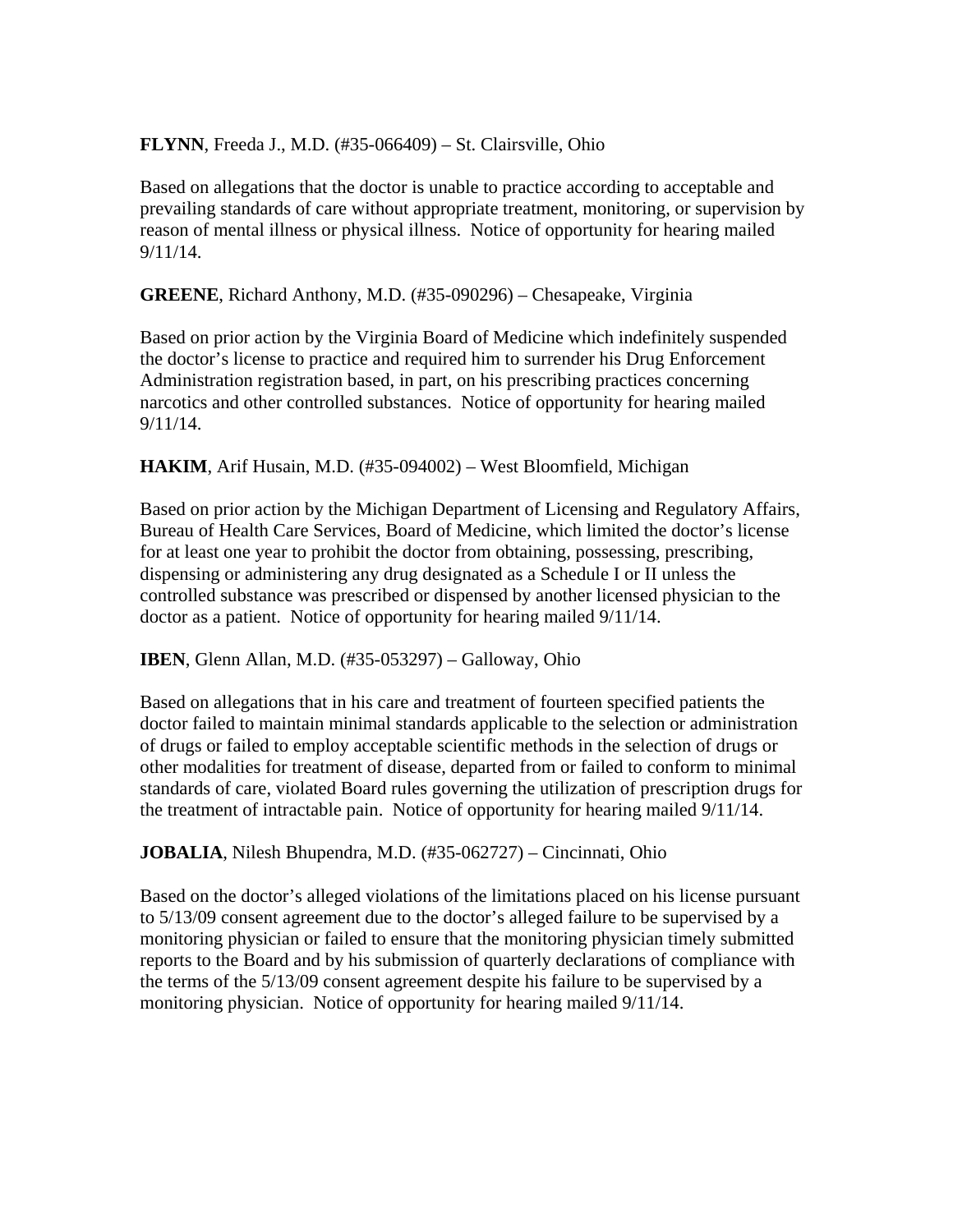**FLYNN**, Freeda J., M.D. (#35-066409) – St. Clairsville, Ohio

Based on allegations that the doctor is unable to practice according to acceptable and prevailing standards of care without appropriate treatment, monitoring, or supervision by reason of mental illness or physical illness. Notice of opportunity for hearing mailed 9/11/14.

**GREENE**, Richard Anthony, M.D. (#35-090296) – Chesapeake, Virginia

Based on prior action by the Virginia Board of Medicine which indefinitely suspended the doctor's license to practice and required him to surrender his Drug Enforcement Administration registration based, in part, on his prescribing practices concerning narcotics and other controlled substances. Notice of opportunity for hearing mailed 9/11/14.

**HAKIM**, Arif Husain, M.D. (#35-094002) – West Bloomfield, Michigan

Based on prior action by the Michigan Department of Licensing and Regulatory Affairs, Bureau of Health Care Services, Board of Medicine, which limited the doctor's license for at least one year to prohibit the doctor from obtaining, possessing, prescribing, dispensing or administering any drug designated as a Schedule I or II unless the controlled substance was prescribed or dispensed by another licensed physician to the doctor as a patient. Notice of opportunity for hearing mailed 9/11/14.

**IBEN**, Glenn Allan, M.D. (#35-053297) – Galloway, Ohio

Based on allegations that in his care and treatment of fourteen specified patients the doctor failed to maintain minimal standards applicable to the selection or administration of drugs or failed to employ acceptable scientific methods in the selection of drugs or other modalities for treatment of disease, departed from or failed to conform to minimal standards of care, violated Board rules governing the utilization of prescription drugs for the treatment of intractable pain. Notice of opportunity for hearing mailed 9/11/14.

**JOBALIA**, Nilesh Bhupendra, M.D. (#35-062727) – Cincinnati, Ohio

Based on the doctor's alleged violations of the limitations placed on his license pursuant to 5/13/09 consent agreement due to the doctor's alleged failure to be supervised by a monitoring physician or failed to ensure that the monitoring physician timely submitted reports to the Board and by his submission of quarterly declarations of compliance with the terms of the 5/13/09 consent agreement despite his failure to be supervised by a monitoring physician. Notice of opportunity for hearing mailed 9/11/14.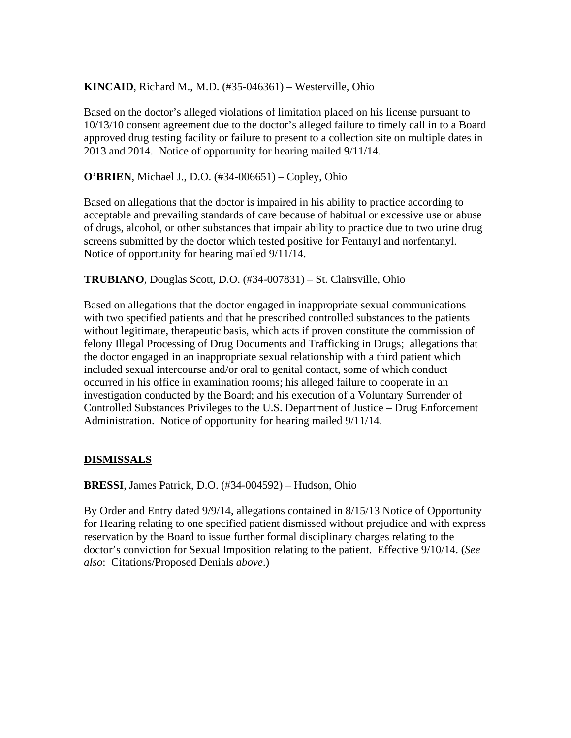**KINCAID**, Richard M., M.D. (#35-046361) – Westerville, Ohio

Based on the doctor's alleged violations of limitation placed on his license pursuant to 10/13/10 consent agreement due to the doctor's alleged failure to timely call in to a Board approved drug testing facility or failure to present to a collection site on multiple dates in 2013 and 2014. Notice of opportunity for hearing mailed 9/11/14.

**O'BRIEN**, Michael J., D.O. (#34-006651) – Copley, Ohio

Based on allegations that the doctor is impaired in his ability to practice according to acceptable and prevailing standards of care because of habitual or excessive use or abuse of drugs, alcohol, or other substances that impair ability to practice due to two urine drug screens submitted by the doctor which tested positive for Fentanyl and norfentanyl. Notice of opportunity for hearing mailed 9/11/14.

**TRUBIANO**, Douglas Scott, D.O. (#34-007831) – St. Clairsville, Ohio

Based on allegations that the doctor engaged in inappropriate sexual communications with two specified patients and that he prescribed controlled substances to the patients without legitimate, therapeutic basis, which acts if proven constitute the commission of felony Illegal Processing of Drug Documents and Trafficking in Drugs; allegations that the doctor engaged in an inappropriate sexual relationship with a third patient which included sexual intercourse and/or oral to genital contact, some of which conduct occurred in his office in examination rooms; his alleged failure to cooperate in an investigation conducted by the Board; and his execution of a Voluntary Surrender of Controlled Substances Privileges to the U.S. Department of Justice – Drug Enforcement Administration. Notice of opportunity for hearing mailed 9/11/14.

## DISMISSALS

**BRESSI**, James Patrick, D.O. (#34-004592) – Hudson, Ohio

By Order and Entry dated 9/9/14, allegations contained in 8/15/13 Notice of Opportunity for Hearing relating to one specified patient dismissed without prejudice and with express reservation by the Board to issue further formal disciplinary charges relating to the doctor's conviction for Sexual Imposition relating to the patient. Effective 9/10/14. (*See also*: Citations/Proposed Denials *above*.)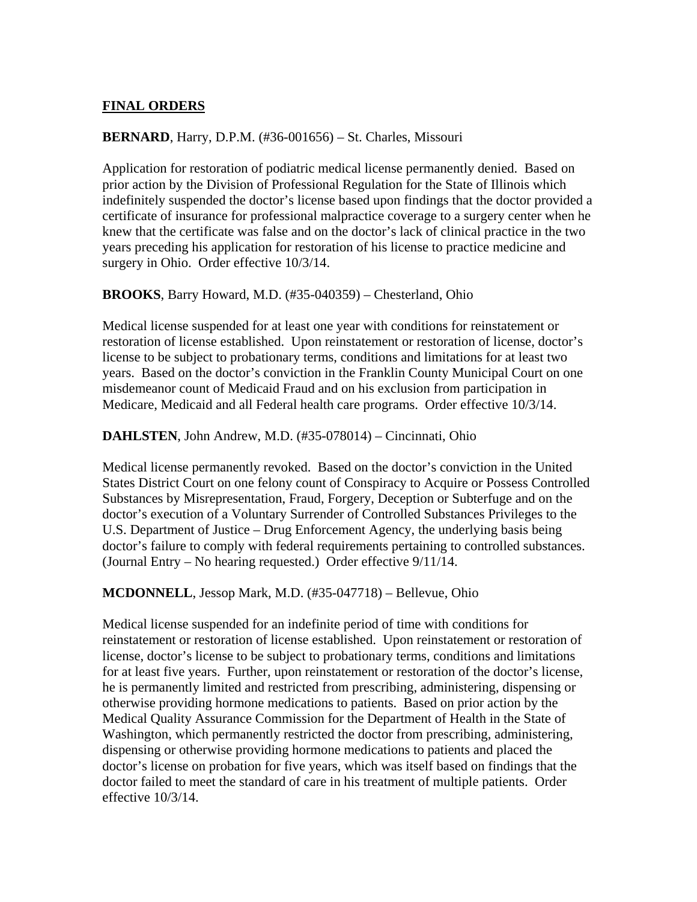**FINAL ORDERS**

**BERNARD**, Harry, D.P.M. (#36-001656) – St. Charles, Missouri

Application for restoration of podiatric medical license permanently denied. Based on prior action by the Division of Professional Regulation for the State of Illinois which indefinitely suspended the doctor's license based upon findings that the doctor provided a certificate of insurance for professional malpractice coverage to a surgery center when he knew that the certificate was false and on the doctor's lack of clinical practice in the two years preceding his application for restoration of his license to practice medicine and surgery in Ohio. Order effective 10/3/14.

**BROOKS**, Barry Howard, M.D. (#35-040359) – Chesterland, Ohio

Medical license suspended for at least one year with conditions for reinstatement or restoration of license established. Upon reinstatement or restoration of license, doctor's license to be subject to probationary terms, conditions and limitations for at least two years. Based on the doctor's conviction in the Franklin County Municipal Court on one misdemeanor count of Medicaid Fraud and on his exclusion from participation in Medicare, Medicaid and all Federal health care programs. Order effective 10/3/14.

**DAHLSTEN**, John Andrew, M.D. (#35-078014) – Cincinnati, Ohio

Medical license permanently revoked. Based on the doctor's conviction in the United States District Court on one felony count of Conspiracy to Acquire or Possess Controlled Substances by Misrepresentation, Fraud, Forgery, Deception or Subterfuge and on the doctor's execution of a Voluntary Surrender of Controlled Substances Privileges to the U.S. Department of Justice – Drug Enforcement Agency, the underlying basis being doctor's failure to comply with federal requirements pertaining to controlled substances. (Journal Entry – No hearing requested.) Order effective 9/11/14.

**MCDONNELL**, Jessop Mark, M.D. (#35-047718) – Bellevue, Ohio

Medical license suspended for an indefinite period of time with conditions for reinstatement or restoration of license established. Upon reinstatement or restoration of license, doctor's license to be subject to probationary terms, conditions and limitations for at least five years. Further, upon reinstatement or restoration of the doctor's license, he is permanently limited and restricted from prescribing, administering, dispensing or otherwise providing hormone medications to patients. Based on prior action by the Medical Quality Assurance Commission for the Department of Health in the State of Washington, which permanently restricted the doctor from prescribing, administering, dispensing or otherwise providing hormone medications to patients and placed the doctor's license on probation for five years, which was itself based on findings that the doctor failed to meet the standard of care in his treatment of multiple patients. Order effective 10/3/14.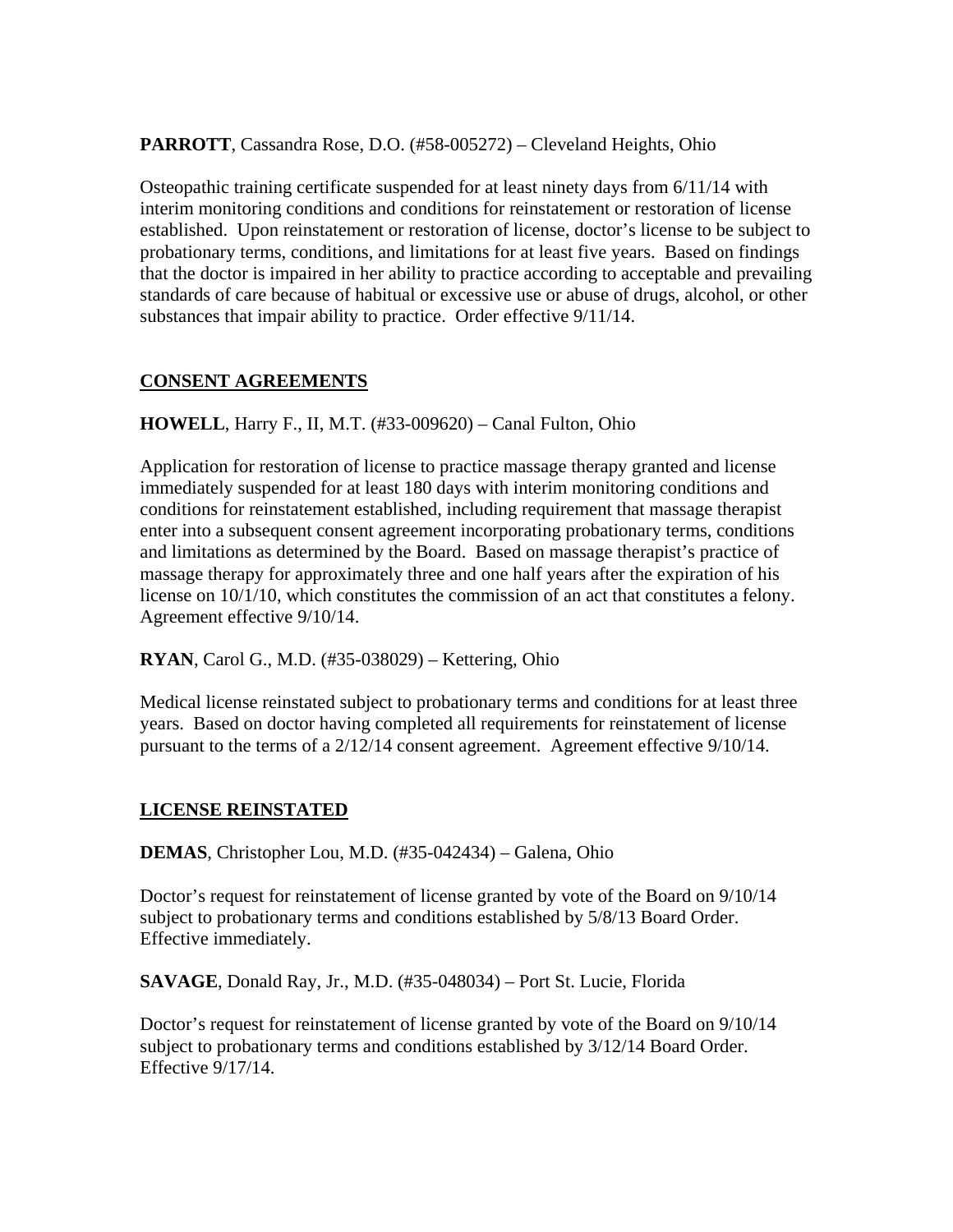**PARROTT**, Cassandra Rose, D.O. (#58-005272) – Cleveland Heights, Ohio

Osteopathic training certificate suspended for at least ninety days from 6/11/14 with interim monitoring conditions and conditions for reinstatement or restoration of license established. Upon reinstatement or restoration of license, doctor's license to be subject to probationary terms, conditions, and limitations for at least five years. Based on findings that the doctor is impaired in her ability to practice according to acceptable and prevailing standards of care because of habitual or excessive use or abuse of drugs, alcohol, or other substances that impair ability to practice. Order effective 9/11/14.

## CONSENT AGREEMENTS

**HOWELL**, Harry F., II, M.T. (#33-009620) – Canal Fulton, Ohio

Application for restoration of license to practice massage therapy granted and license immediately suspended for at least 180 days with interim monitoring conditions and conditions for reinstatement established, including requirement that massage therapist enter into a subsequent consent agreement incorporating probationary terms, conditions and limitations as determined by the Board. Based on massage therapist's practice of massage therapy for approximately three and one half years after the expiration of his license on 10/1/10, which constitutes the commission of an act that constitutes a felony. Agreement effective 9/10/14.

**RYAN**, Carol G., M.D. (#35-038029) – Kettering, Ohio

Medical license reinstated subject to probationary terms and conditions for at least three years. Based on doctor having completed all requirements for reinstatement of license pursuant to the terms of a 2/12/14 consent agreement. Agreement effective 9/10/14.

## LICENSE REINSTATED

**DEMAS**, Christopher Lou, M.D. (#35-042434) – Galena, Ohio

Doctor's request for reinstatement of license granted by vote of the Board on 9/10/14 subject to probationary terms and conditions established by 5/8/13 Board Order. Effective immediately.

**SAVAGE**, Donald Ray, Jr., M.D. (#35-048034) – Port St. Lucie, Florida

Doctor's request for reinstatement of license granted by vote of the Board on 9/10/14 subject to probationary terms and conditions established by 3/12/14 Board Order. Effective 9/17/14.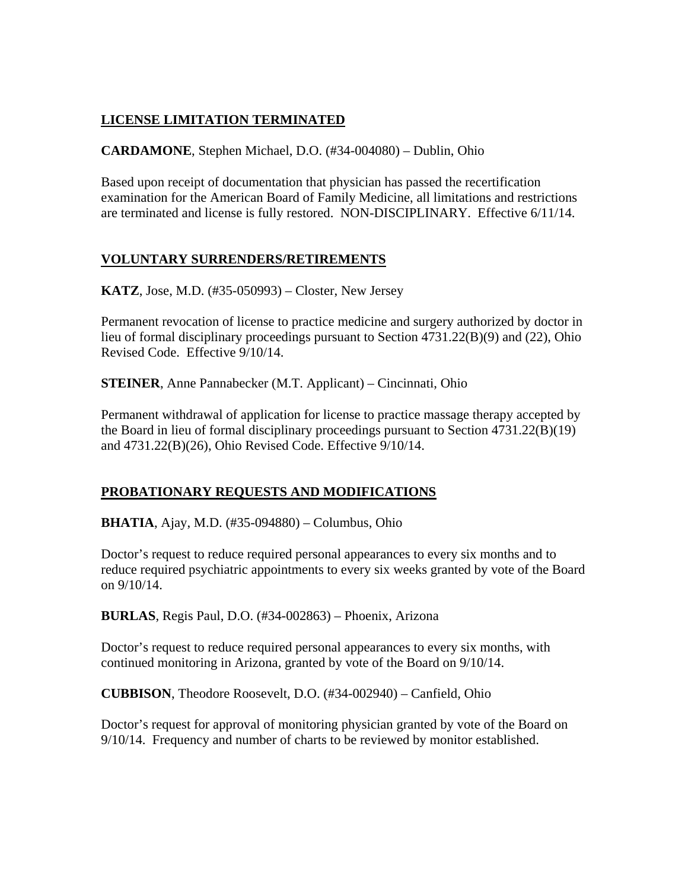## LICENSE LIMITATION TERMINATED

**CARDAMONE**, Stephen Michael, D.O. (#34-004080) – Dublin, Ohio

Based upon receipt of documentation that physician has passed the recertification examination for the American Board of Family Medicine, all limitations and restrictions are terminated and license is fully restored. NON-DISCIPLINARY. Effective 6/11/14.

## VOLUNTARY SURRENDERS/RETIREMENTS

**KATZ**, Jose, M.D. (#35-050993) – Closter, New Jersey

Permanent revocation of license to practice medicine and surgery authorized by doctor in lieu of formal disciplinary proceedings pursuant to Section 4731.22(B)(9) and (22), Ohio Revised Code. Effective 9/10/14.

**STEINER**, Anne Pannabecker (M.T. Applicant) – Cincinnati, Ohio

Permanent withdrawal of application for license to practice massage therapy accepted by the Board in lieu of formal disciplinary proceedings pursuant to Section 4731.22(B)(19) and 4731.22(B)(26), Ohio Revised Code. Effective 9/10/14.

## PROBATIONARY REQUESTS AND MODIFICATIONS

**BHATIA**, Ajay, M.D. (#35-094880) – Columbus, Ohio

Doctor's request to reduce required personal appearances to every six months and to reduce required psychiatric appointments to every six weeks granted by vote of the Board on 9/10/14.

**BURLAS**, Regis Paul, D.O. (#34-002863) – Phoenix, Arizona

Doctor's request to reduce required personal appearances to every six months, with continued monitoring in Arizona, granted by vote of the Board on 9/10/14.

**CUBBISON**, Theodore Roosevelt, D.O. (#34-002940) – Canfield, Ohio

Doctor's request for approval of monitoring physician granted by vote of the Board on 9/10/14. Frequency and number of charts to be reviewed by monitor established.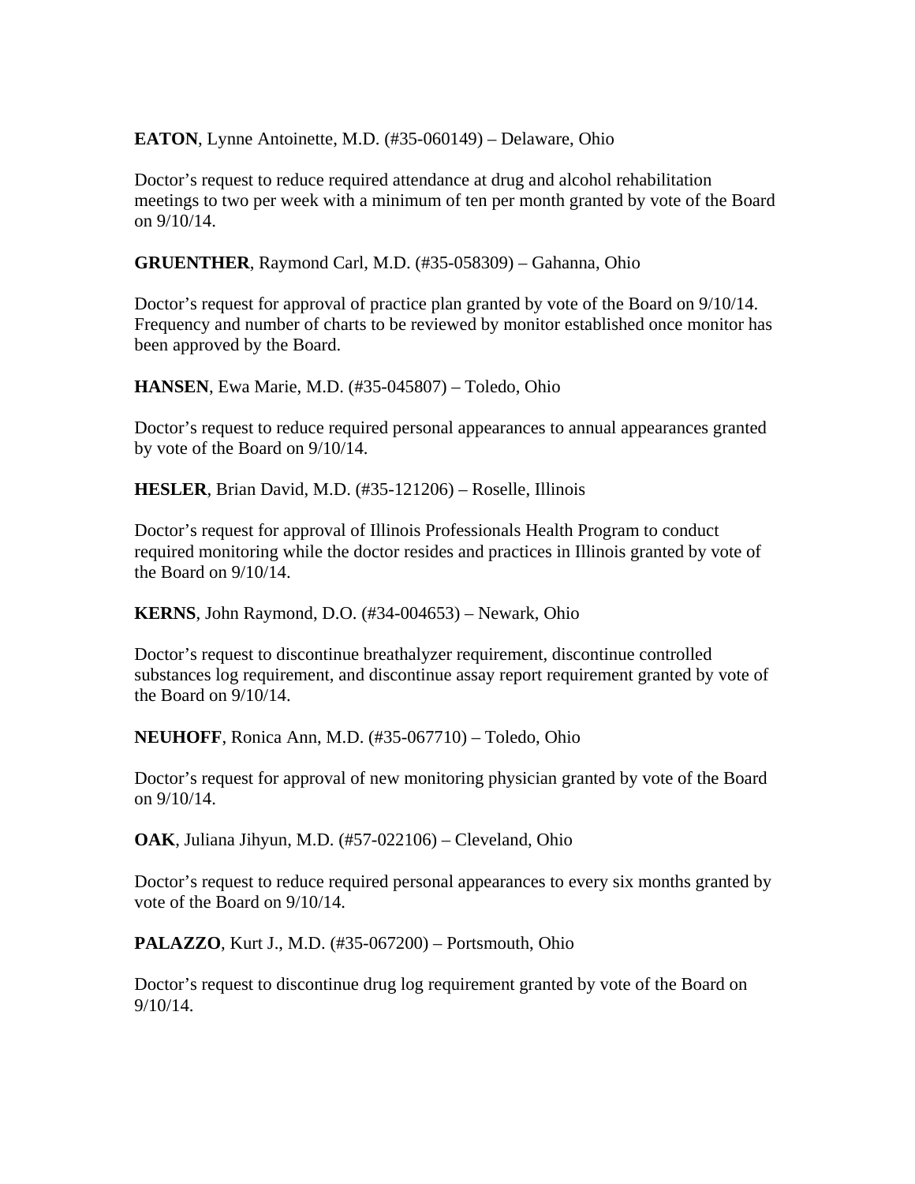**EATON**, Lynne Antoinette, M.D. (#35-060149) – Delaware, Ohio

Doctor's request to reduce required attendance at drug and alcohol rehabilitation meetings to two per week with a minimum of ten per month granted by vote of the Board on 9/10/14.

**GRUENTHER**, Raymond Carl, M.D. (#35-058309) – Gahanna, Ohio

Doctor's request for approval of practice plan granted by vote of the Board on 9/10/14. Frequency and number of charts to be reviewed by monitor established once monitor has been approved by the Board.

**HANSEN**, Ewa Marie, M.D. (#35-045807) – Toledo, Ohio

Doctor's request to reduce required personal appearances to annual appearances granted by vote of the Board on 9/10/14.

**HESLER**, Brian David, M.D. (#35-121206) – Roselle, Illinois

Doctor's request for approval of Illinois Professionals Health Program to conduct required monitoring while the doctor resides and practices in Illinois granted by vote of the Board on 9/10/14.

**KERNS**, John Raymond, D.O. (#34-004653) – Newark, Ohio

Doctor's request to discontinue breathalyzer requirement, discontinue controlled substances log requirement, and discontinue assay report requirement granted by vote of the Board on 9/10/14.

**NEUHOFF**, Ronica Ann, M.D. (#35-067710) – Toledo, Ohio

Doctor's request for approval of new monitoring physician granted by vote of the Board on 9/10/14.

**OAK**, Juliana Jihyun, M.D. (#57-022106) – Cleveland, Ohio

Doctor's request to reduce required personal appearances to every six months granted by vote of the Board on 9/10/14.

**PALAZZO**, Kurt J., M.D. (#35-067200) – Portsmouth, Ohio

Doctor's request to discontinue drug log requirement granted by vote of the Board on 9/10/14.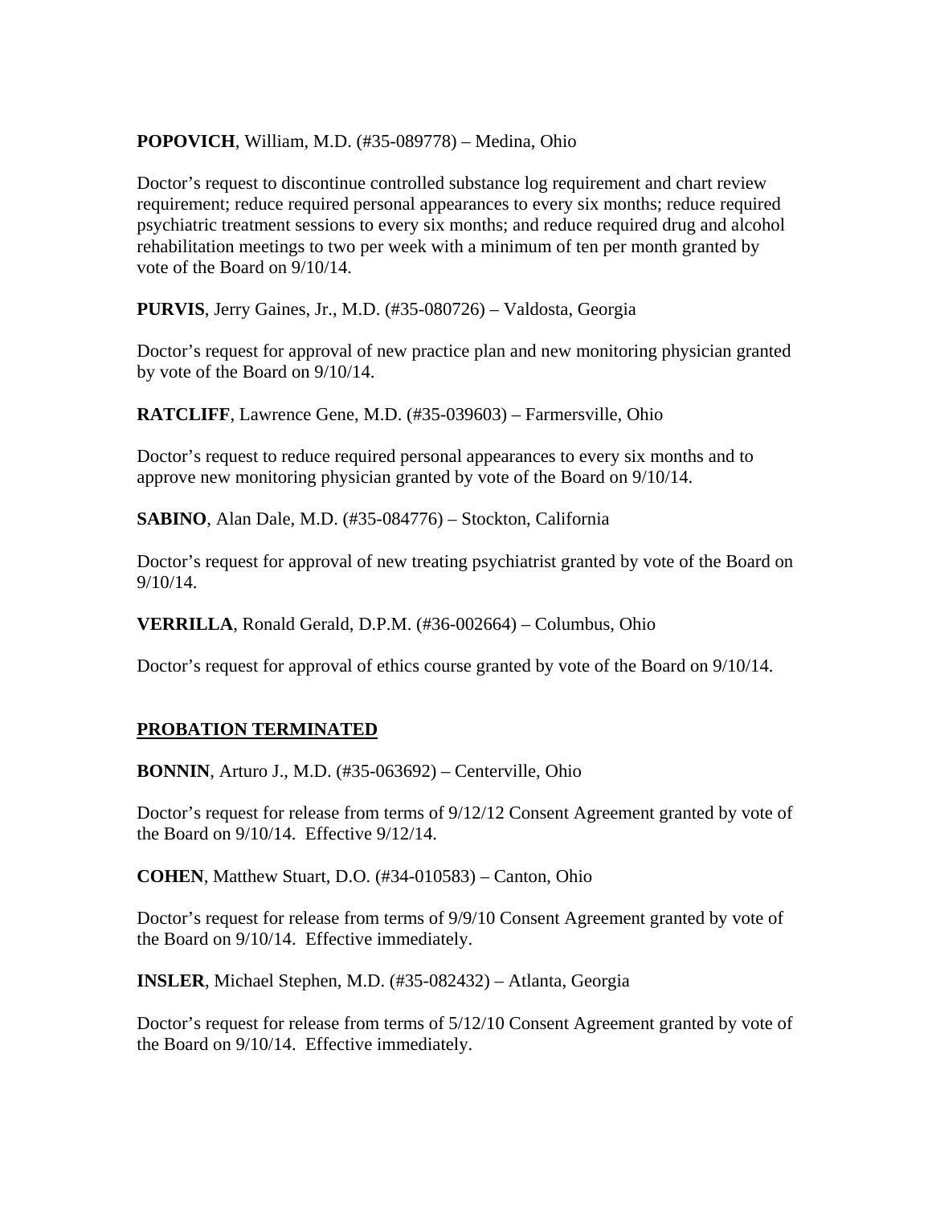**POPOVICH**, William, M.D. (#35-089778) – Medina, Ohio

Doctor's request to discontinue controlled substance log requirement and chart review requirement; reduce required personal appearances to every six months; reduce required psychiatric treatment sessions to every six months; and reduce required drug and alcohol rehabilitation meetings to two per week with a minimum of ten per month granted by vote of the Board on 9/10/14.

**PURVIS**, Jerry Gaines, Jr., M.D. (#35-080726) – Valdosta, Georgia

Doctor's request for approval of new practice plan and new monitoring physician granted by vote of the Board on 9/10/14.

**RATCLIFF**, Lawrence Gene, M.D. (#35-039603) – Farmersville, Ohio

Doctor's request to reduce required personal appearances to every six months and to approve new monitoring physician granted by vote of the Board on 9/10/14.

**SABINO**, Alan Dale, M.D. (#35-084776) – Stockton, California

Doctor's request for approval of new treating psychiatrist granted by vote of the Board on 9/10/14.

**VERRILLA**, Ronald Gerald, D.P.M. (#36-002664) – Columbus, Ohio

Doctor's request for approval of ethics course granted by vote of the Board on 9/10/14.

## PROBATION TERMINATED

**BONNIN**, Arturo J., M.D. (#35-063692) – Centerville, Ohio

Doctor's request for release from terms of 9/12/12 Consent Agreement granted by vote of the Board on 9/10/14. Effective 9/12/14.

**COHEN**, Matthew Stuart, D.O. (#34-010583) – Canton, Ohio

Doctor's request for release from terms of 9/9/10 Consent Agreement granted by vote of the Board on 9/10/14. Effective immediately.

**INSLER**, Michael Stephen, M.D. (#35-082432) – Atlanta, Georgia

Doctor's request for release from terms of 5/12/10 Consent Agreement granted by vote of the Board on 9/10/14. Effective immediately.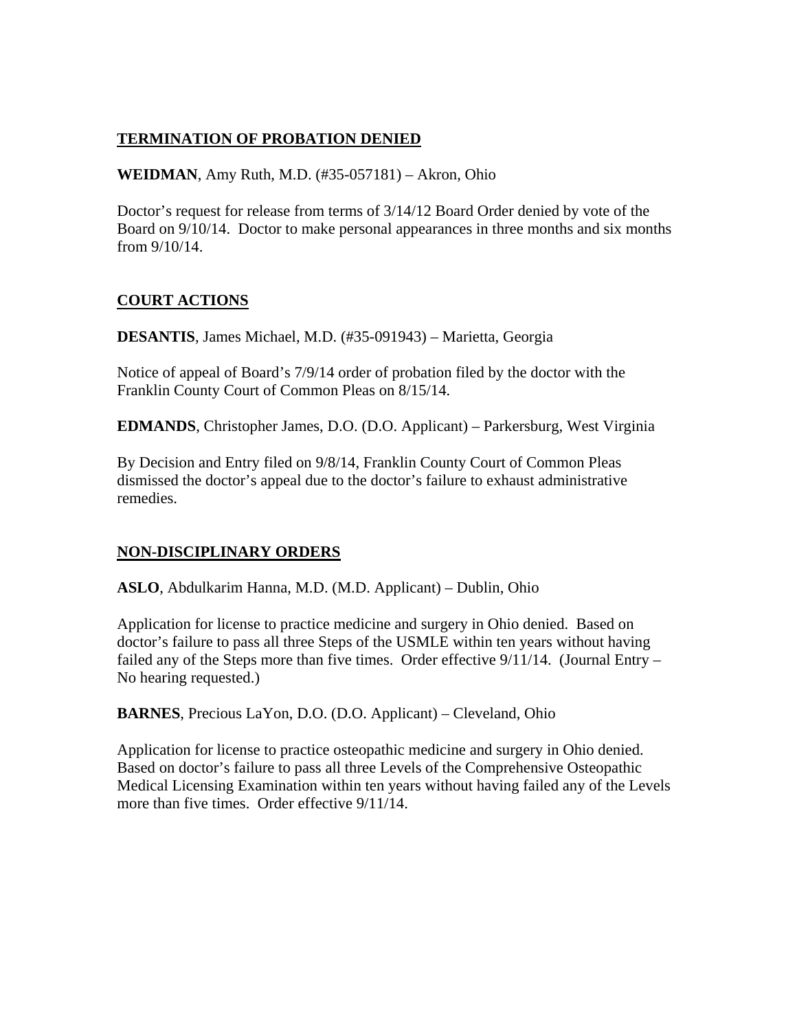## TERMINATION OF PROBATION DENIED

**WEIDMAN**, Amy Ruth, M.D. (#35-057181) – Akron, Ohio

Doctor's request for release from terms of 3/14/12 Board Order denied by vote of the Board on 9/10/14. Doctor to make personal appearances in three months and six months from 9/10/14.

## COURT ACTIONS

**DESANTIS**, James Michael, M.D. (#35-091943) – Marietta, Georgia

Notice of appeal of Board's 7/9/14 order of probation filed by the doctor with the Franklin County Court of Common Pleas on 8/15/14.

**EDMANDS**, Christopher James, D.O. (D.O. Applicant) – Parkersburg, West Virginia

By Decision and Entry filed on 9/8/14, Franklin County Court of Common Pleas dismissed the doctor's appeal due to the doctor's failure to exhaust administrative remedies.

## NON-DISCIPLINARY ORDERS

**ASLO**, Abdulkarim Hanna, M.D. (M.D. Applicant) – Dublin, Ohio

Application for license to practice medicine and surgery in Ohio denied. Based on doctor's failure to pass all three Steps of the USMLE within ten years without having failed any of the Steps more than five times. Order effective 9/11/14. (Journal Entry – No hearing requested.)

**BARNES**, Precious LaYon, D.O. (D.O. Applicant) – Cleveland, Ohio

Application for license to practice osteopathic medicine and surgery in Ohio denied. Based on doctor's failure to pass all three Levels of the Comprehensive Osteopathic Medical Licensing Examination within ten years without having failed any of the Levels more than five times. Order effective 9/11/14.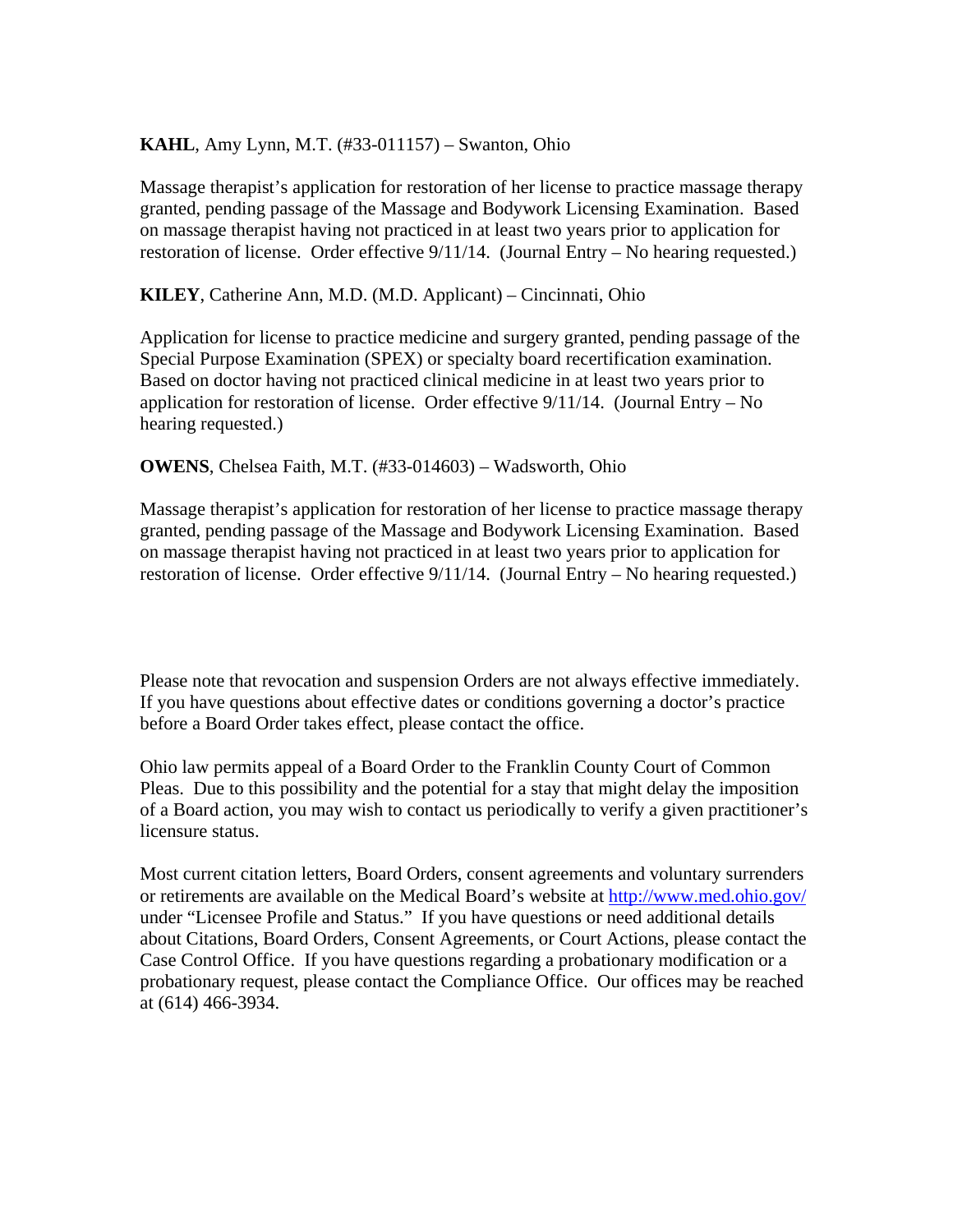**KAHL**, Amy Lynn, M.T. (#33-011157) – Swanton, Ohio

Massage therapist's application for restoration of her license to practice massage therapy granted, pending passage of the Massage and Bodywork Licensing Examination. Based on massage therapist having not practiced in at least two years prior to application for restoration of license. Order effective 9/11/14. (Journal Entry – No hearing requested.)

**KILEY**, Catherine Ann, M.D. (M.D. Applicant) – Cincinnati, Ohio

Application for license to practice medicine and surgery granted, pending passage of the Special Purpose Examination (SPEX) or specialty board recertification examination. Based on doctor having not practiced clinical medicine in at least two years prior to application for restoration of license. Order effective 9/11/14. (Journal Entry – No hearing requested.)

**OWENS**, Chelsea Faith, M.T. (#33-014603) – Wadsworth, Ohio

Massage therapist's application for restoration of her license to practice massage therapy granted, pending passage of the Massage and Bodywork Licensing Examination. Based on massage therapist having not practiced in at least two years prior to application for restoration of license. Order effective 9/11/14. (Journal Entry – No hearing requested.)

Please note that revocation and suspension Orders are not always effective immediately. If you have questions about effective dates or conditions governing a doctor's practice before a Board Order takes effect, please contact the office.

Ohio law permits appeal of a Board Order to the Franklin County Court of Common Pleas. Due to this possibility and the potential for a stay that might delay the imposition of a Board action, you may wish to contact us periodically to verify a given practitioner's licensure status.

Most current citation letters, Board Orders, consent agreements and voluntary surrenders or retirements are available on the Medical Board's website at [http://www.med.ohio.gov/](http://www.med.ohio.gov/) under "Licensee Profile and Status." If you have questions or need additional details about Citations, Board Orders, Consent Agreements, or Court Actions, please contact the Case Control Office. If you have questions regarding a probationary modification or a probationary request, please contact the Compliance Office. Our offices may be reached at (614) 466-3934.